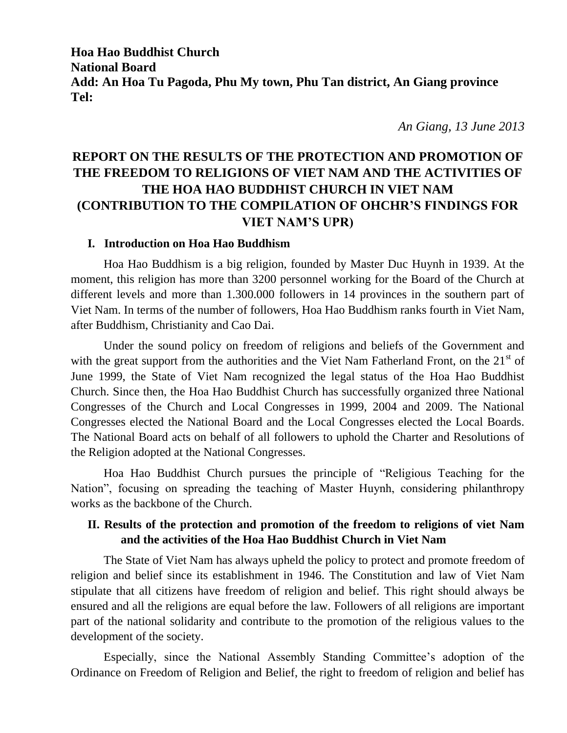**Hoa Hao Buddhist Church**
**National Board**
**Add: An Hoa Tu Pagoda, Phu My town, Phu Tan district, An Giang province**
**Tel:**

*An Giang, 13 June 2013*

# REPORT ON THE RESULTS OF THE PROTECTION AND PROMOTION OF THE FREEDOM TO RELIGIONS OF VIET NAM AND THE ACTIVITIES OF THE HOA HAO BUDDHIST CHURCH IN VIET NAM (CONTRIBUTION TO THE COMPILATION OF OHCHR'S FINDINGS FOR VIET NAM'S UPR)

## I. Introduction on Hoa Hao Buddhism

Hoa Hao Buddhism is a big religion, founded by Master Duc Huynh in 1939. At the moment, this religion has more than 3200 personnel working for the Board of the Church at different levels and more than 1.300.000 followers in 14 provinces in the southern part of Viet Nam. In terms of the number of followers, Hoa Hao Buddhism ranks fourth in Viet Nam, after Buddhism, Christianity and Cao Dai.

Under the sound policy on freedom of religions and beliefs of the Government and with the great support from the authorities and the Viet Nam Fatherland Front, on the 21st of June 1999, the State of Viet Nam recognized the legal status of the Hoa Hao Buddhist Church. Since then, the Hoa Hao Buddhist Church has successfully organized three National Congresses of the Church and Local Congresses in 1999, 2004 and 2009. The National Congresses elected the National Board and the Local Congresses elected the Local Boards. The National Board acts on behalf of all followers to uphold the Charter and Resolutions of the Religion adopted at the National Congresses.

Hoa Hao Buddhist Church pursues the principle of "Religious Teaching for the Nation", focusing on spreading the teaching of Master Huynh, considering philanthropy works as the backbone of the Church.

## II. Results of the protection and promotion of the freedom to religions of viet Nam and the activities of the Hoa Hao Buddhist Church in Viet Nam

The State of Viet Nam has always upheld the policy to protect and promote freedom of religion and belief since its establishment in 1946. The Constitution and law of Viet Nam stipulate that all citizens have freedom of religion and belief. This right should always be ensured and all the religions are equal before the law. Followers of all religions are important part of the national solidarity and contribute to the promotion of the religious values to the development of the society.

Especially, since the National Assembly Standing Committee's adoption of the Ordinance on Freedom of Religion and Belief, the right to freedom of religion and belief has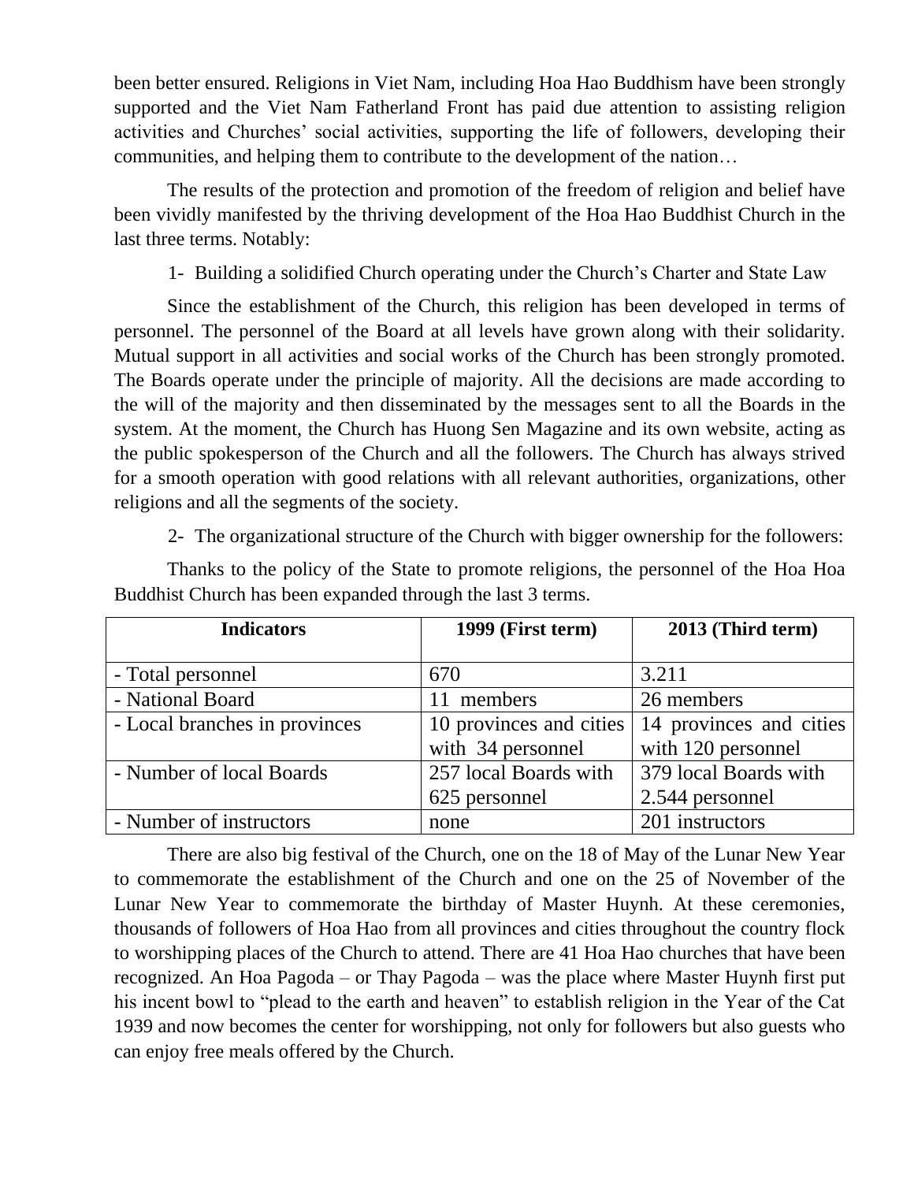been better ensured. Religions in Viet Nam, including Hoa Hao Buddhism have been strongly supported and the Viet Nam Fatherland Front has paid due attention to assisting religion activities and Churches' social activities, supporting the life of followers, developing their communities, and helping them to contribute to the development of the nation…

The results of the protection and promotion of the freedom of religion and belief have been vividly manifested by the thriving development of the Hoa Hao Buddhist Church in the last three terms. Notably:

1- Building a solidified Church operating under the Church's Charter and State Law

Since the establishment of the Church, this religion has been developed in terms of personnel. The personnel of the Board at all levels have grown along with their solidarity. Mutual support in all activities and social works of the Church has been strongly promoted. The Boards operate under the principle of majority. All the decisions are made according to the will of the majority and then disseminated by the messages sent to all the Boards in the system. At the moment, the Church has Huong Sen Magazine and its own website, acting as the public spokesperson of the Church and all the followers. The Church has always strived for a smooth operation with good relations with all relevant authorities, organizations, other religions and all the segments of the society.

2- The organizational structure of the Church with bigger ownership for the followers:

Thanks to the policy of the State to promote religions, the personnel of the Hoa Hoa Buddhist Church has been expanded through the last 3 terms.

| Indicators | 1999 (First term) | 2013 (Third term) |
|---|---|---|
| - Total personnel | 670 | 3.211 |
| - National Board | 11 members | 26 members |
| - Local branches in provinces | 10 provinces and cities with 34 personnel | 14 provinces and cities with 120 personnel |
| - Number of local Boards | 257 local Boards with 625 personnel | 379 local Boards with 2.544 personnel |
| - Number of instructors | none | 201 instructors |

There are also big festival of the Church, one on the 18 of May of the Lunar New Year to commemorate the establishment of the Church and one on the 25 of November of the Lunar New Year to commemorate the birthday of Master Huynh. At these ceremonies, thousands of followers of Hoa Hao from all provinces and cities throughout the country flock to worshipping places of the Church to attend. There are 41 Hoa Hao churches that have been recognized. An Hoa Pagoda – or Thay Pagoda – was the place where Master Huynh first put his incent bowl to "plead to the earth and heaven" to establish religion in the Year of the Cat 1939 and now becomes the center for worshipping, not only for followers but also guests who can enjoy free meals offered by the Church.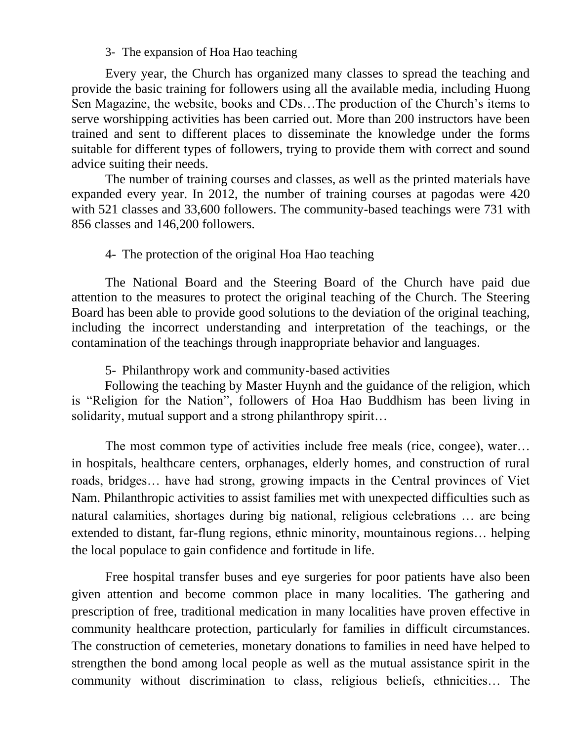### 3- The expansion of Hoa Hao teaching

Every year, the Church has organized many classes to spread the teaching and provide the basic training for followers using all the available media, including Huong Sen Magazine, the website, books and CDs…The production of the Church's items to serve worshipping activities has been carried out. More than 200 instructors have been trained and sent to different places to disseminate the knowledge under the forms suitable for different types of followers, trying to provide them with correct and sound advice suiting their needs.

The number of training courses and classes, as well as the printed materials have expanded every year. In 2012, the number of training courses at pagodas were 420 with 521 classes and 33,600 followers. The community-based teachings were 731 with 856 classes and 146,200 followers.

### 4- The protection of the original Hoa Hao teaching

The National Board and the Steering Board of the Church have paid due attention to the measures to protect the original teaching of the Church. The Steering Board has been able to provide good solutions to the deviation of the original teaching, including the incorrect understanding and interpretation of the teachings, or the contamination of the teachings through inappropriate behavior and languages.

### 5- Philanthropy work and community-based activities

Following the teaching by Master Huynh and the guidance of the religion, which is "Religion for the Nation", followers of Hoa Hao Buddhism has been living in solidarity, mutual support and a strong philanthropy spirit…

The most common type of activities include free meals (rice, congee), water… in hospitals, healthcare centers, orphanages, elderly homes, and construction of rural roads, bridges… have had strong, growing impacts in the Central provinces of Viet Nam. Philanthropic activities to assist families met with unexpected difficulties such as natural calamities, shortages during big national, religious celebrations … are being extended to distant, far-flung regions, ethnic minority, mountainous regions… helping the local populace to gain confidence and fortitude in life.

Free hospital transfer buses and eye surgeries for poor patients have also been given attention and become common place in many localities. The gathering and prescription of free, traditional medication in many localities have proven effective in community healthcare protection, particularly for families in difficult circumstances. The construction of cemeteries, monetary donations to families in need have helped to strengthen the bond among local people as well as the mutual assistance spirit in the community without discrimination to class, religious beliefs, ethnicities… The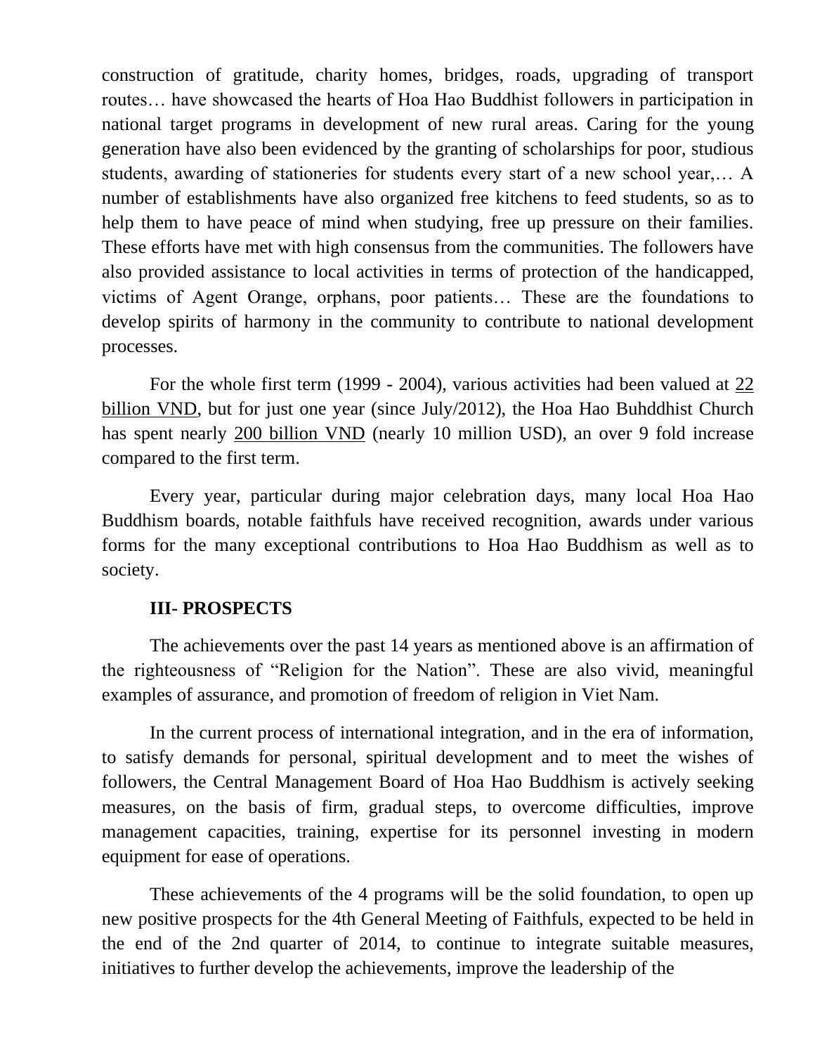construction of gratitude, charity homes, bridges, roads, upgrading of transport routes… have showcased the hearts of Hoa Hao Buddhist followers in participation in national target programs in development of new rural areas. Caring for the young generation have also been evidenced by the granting of scholarships for poor, studious students, awarding of stationeries for students every start of a new school year,… A number of establishments have also organized free kitchens to feed students, so as to help them to have peace of mind when studying, free up pressure on their families. These efforts have met with high consensus from the communities. The followers have also provided assistance to local activities in terms of protection of the handicapped, victims of Agent Orange, orphans, poor patients… These are the foundations to develop spirits of harmony in the community to contribute to national development processes.

For the whole first term (1999 - 2004), various activities had been valued at 22 billion VND, but for just one year (since July/2012), the Hoa Hao Buhddhist Church has spent nearly 200 billion VND (nearly 10 million USD), an over 9 fold increase compared to the first term.

Every year, particular during major celebration days, many local Hoa Hao Buddhism boards, notable faithfuls have received recognition, awards under various forms for the many exceptional contributions to Hoa Hao Buddhism as well as to society.

**III- PROSPECTS**

The achievements over the past 14 years as mentioned above is an affirmation of the righteousness of "Religion for the Nation". These are also vivid, meaningful examples of assurance, and promotion of freedom of religion in Viet Nam.

In the current process of international integration, and in the era of information, to satisfy demands for personal, spiritual development and to meet the wishes of followers, the Central Management Board of Hoa Hao Buddhism is actively seeking measures, on the basis of firm, gradual steps, to overcome difficulties, improve management capacities, training, expertise for its personnel investing in modern equipment for ease of operations.

These achievements of the 4 programs will be the solid foundation, to open up new positive prospects for the 4th General Meeting of Faithfuls, expected to be held in the end of the 2nd quarter of 2014, to continue to integrate suitable measures, initiatives to further develop the achievements, improve the leadership of the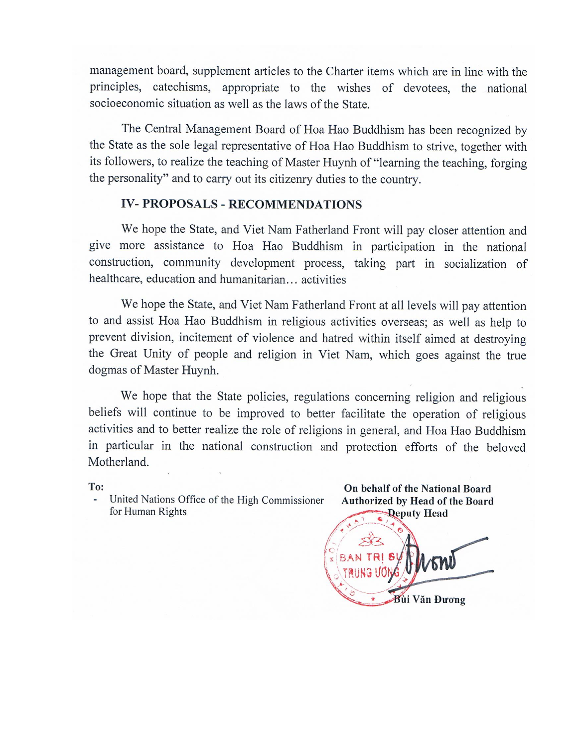management board, supplement articles to the Charter items which are in line with the principles, catechisms, appropriate to the wishes of devotees, the national socioeconomic situation as well as the laws of the State.

The Central Management Board of Hoa Hao Buddhism has been recognized by the State as the sole legal representative of Hoa Hao Buddhism to strive, together with its followers, to realize the teaching of Master Huynh of "learning the teaching, forging the personality" and to carry out its citizenry duties to the country.

## IV- PROPOSALS - RECOMMENDATIONS

We hope the State, and Viet Nam Fatherland Front will pay closer attention and give more assistance to Hoa Hao Buddhism in participation in the national construction, community development process, taking part in socialization of healthcare, education and humanitarian… activities

We hope the State, and Viet Nam Fatherland Front at all levels will pay attention to and assist Hoa Hao Buddhism in religious activities overseas; as well as help to prevent division, incitement of violence and hatred within itself aimed at destroying the Great Unity of people and religion in Viet Nam, which goes against the true dogmas of Master Huynh.

We hope that the State policies, regulations concerning religion and religious beliefs will continue to be improved to better facilitate the operation of religious activities and to better realize the role of religions in general, and Hoa Hao Buddhism in particular in the national construction and protection efforts of the beloved Motherland.

**To:**

- United Nations Office of the High Commissioner for Human Rights

**On behalf of the National Board**
**Authorized by Head of the Board**
**Deputy Head**

BAN TRỊ SỰ TRUNG ƯƠNG

**Bùi Văn Đương**